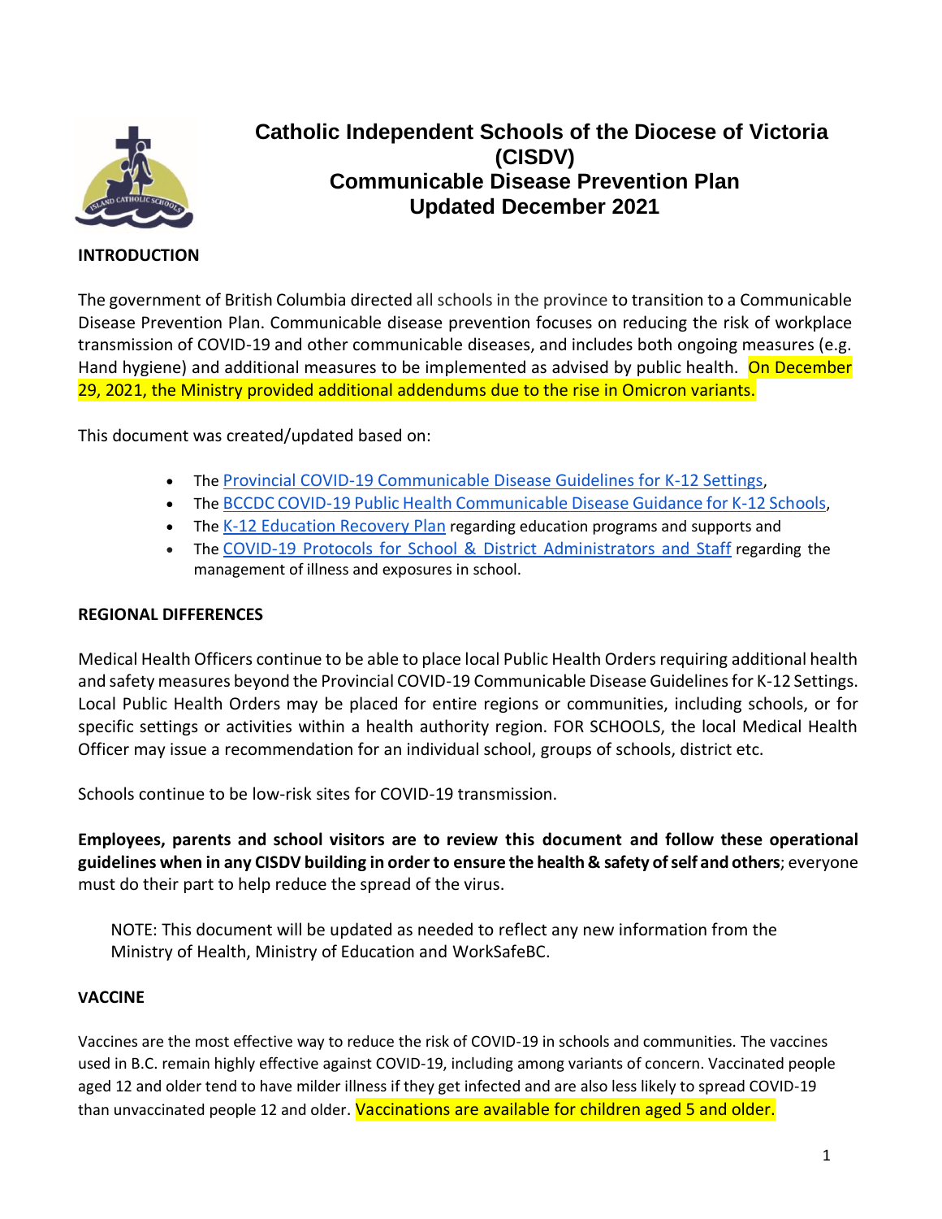# Catholic Independent Schools of the Diocese of Victoria (CISDV)
# Communicable Disease Prevention Plan
# Updated December 2021

## INTRODUCTION

The government of British Columbia directed all schools in the province to transition to a Communicable Disease Prevention Plan. Communicable disease prevention focuses on reducing the risk of workplace transmission of COVID-19 and other communicable diseases, and includes both ongoing measures (e.g. Hand hygiene) and additional measures to be implemented as advised by public health. On December 29, 2021, the Ministry provided additional addendums due to the rise in Omicron variants.

This document was created/updated based on:

- The Provincial COVID-19 Communicable Disease Guidelines for K-12 Settings,
- The BCCDC COVID-19 Public Health Communicable Disease Guidance for K-12 Schools,
- The K-12 Education Recovery Plan regarding education programs and supports and
- The COVID-19 Protocols for School & District Administrators and Staff regarding the management of illness and exposures in school.

## REGIONAL DIFFERENCES

Medical Health Officers continue to be able to place local Public Health Orders requiring additional health and safety measures beyond the Provincial COVID-19 Communicable Disease Guidelines for K-12 Settings. Local Public Health Orders may be placed for entire regions or communities, including schools, or for specific settings or activities within a health authority region. FOR SCHOOLS, the local Medical Health Officer may issue a recommendation for an individual school, groups of schools, district etc.

Schools continue to be low-risk sites for COVID-19 transmission.

**Employees, parents and school visitors are to review this document and follow these operational guidelines when in any CISDV building in order to ensure the health & safety of self and others**; everyone must do their part to help reduce the spread of the virus.

> NOTE: This document will be updated as needed to reflect any new information from the Ministry of Health, Ministry of Education and WorkSafeBC.

## VACCINE

Vaccines are the most effective way to reduce the risk of COVID-19 in schools and communities. The vaccines used in B.C. remain highly effective against COVID-19, including among variants of concern. Vaccinated people aged 12 and older tend to have milder illness if they get infected and are also less likely to spread COVID-19 than unvaccinated people 12 and older. Vaccinations are available for children aged 5 and older.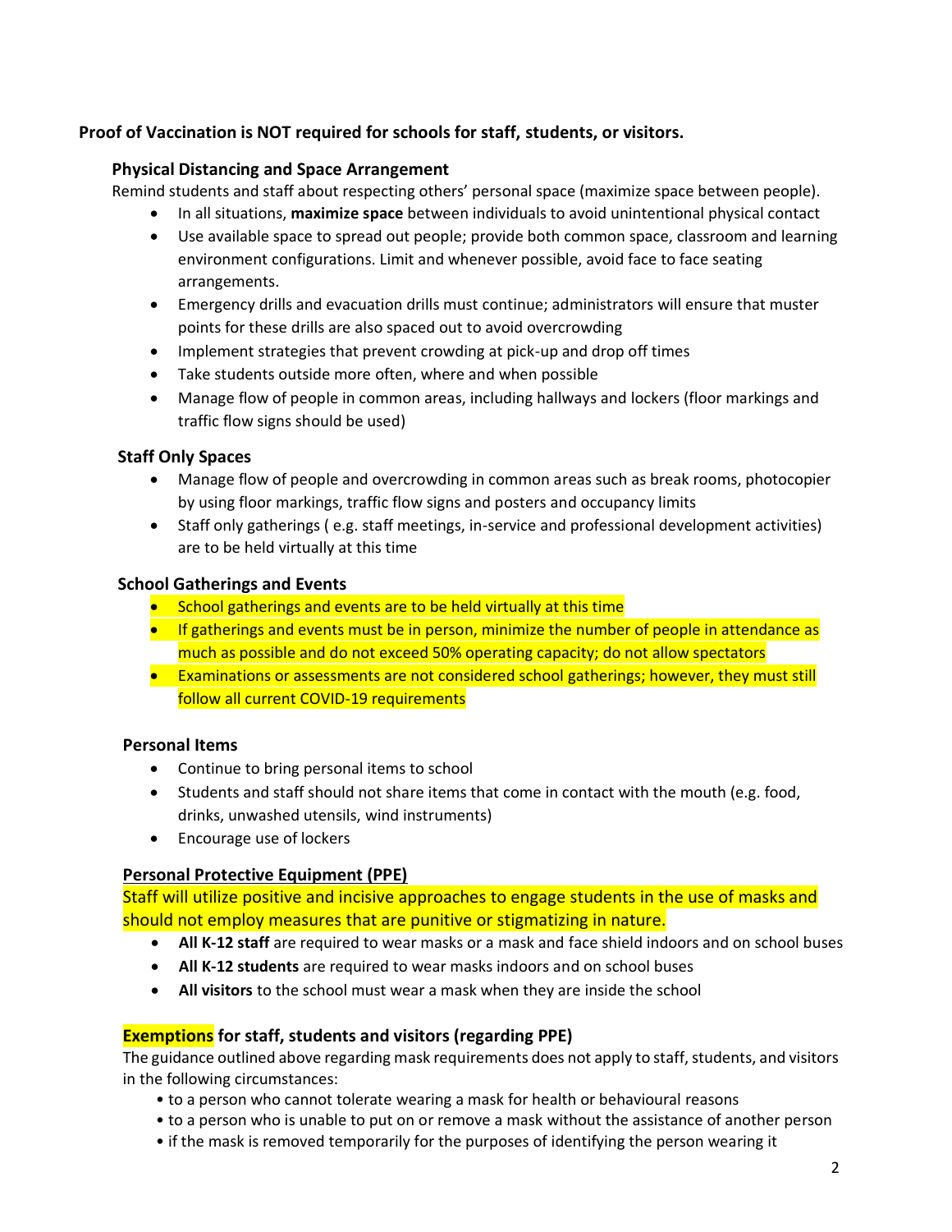**Proof of Vaccination is NOT required for schools for staff, students, or visitors.**

### Physical Distancing and Space Arrangement

Remind students and staff about respecting others' personal space (maximize space between people).

- In all situations, **maximize space** between individuals to avoid unintentional physical contact
- Use available space to spread out people; provide both common space, classroom and learning environment configurations. Limit and whenever possible, avoid face to face seating arrangements.
- Emergency drills and evacuation drills must continue; administrators will ensure that muster points for these drills are also spaced out to avoid overcrowding
- Implement strategies that prevent crowding at pick-up and drop off times
- Take students outside more often, where and when possible
- Manage flow of people in common areas, including hallways and lockers (floor markings and traffic flow signs should be used)

### Staff Only Spaces

- Manage flow of people and overcrowding in common areas such as break rooms, photocopier by using floor markings, traffic flow signs and posters and occupancy limits
- Staff only gatherings ( e.g. staff meetings, in-service and professional development activities) are to be held virtually at this time

### School Gatherings and Events

- School gatherings and events are to be held virtually at this time
- If gatherings and events must be in person, minimize the number of people in attendance as much as possible and do not exceed 50% operating capacity; do not allow spectators
- Examinations or assessments are not considered school gatherings; however, they must still follow all current COVID-19 requirements

### Personal Items

- Continue to bring personal items to school
- Students and staff should not share items that come in contact with the mouth (e.g. food, drinks, unwashed utensils, wind instruments)
- Encourage use of lockers

### Personal Protective Equipment (PPE)

Staff will utilize positive and incisive approaches to engage students in the use of masks and should not employ measures that are punitive or stigmatizing in nature.

- **All K-12 staff** are required to wear masks or a mask and face shield indoors and on school buses
- **All K-12 students** are required to wear masks indoors and on school buses
- **All visitors** to the school must wear a mask when they are inside the school

### Exemptions for staff, students and visitors (regarding PPE)

The guidance outlined above regarding mask requirements does not apply to staff, students, and visitors in the following circumstances:

- to a person who cannot tolerate wearing a mask for health or behavioural reasons
- to a person who is unable to put on or remove a mask without the assistance of another person
- if the mask is removed temporarily for the purposes of identifying the person wearing it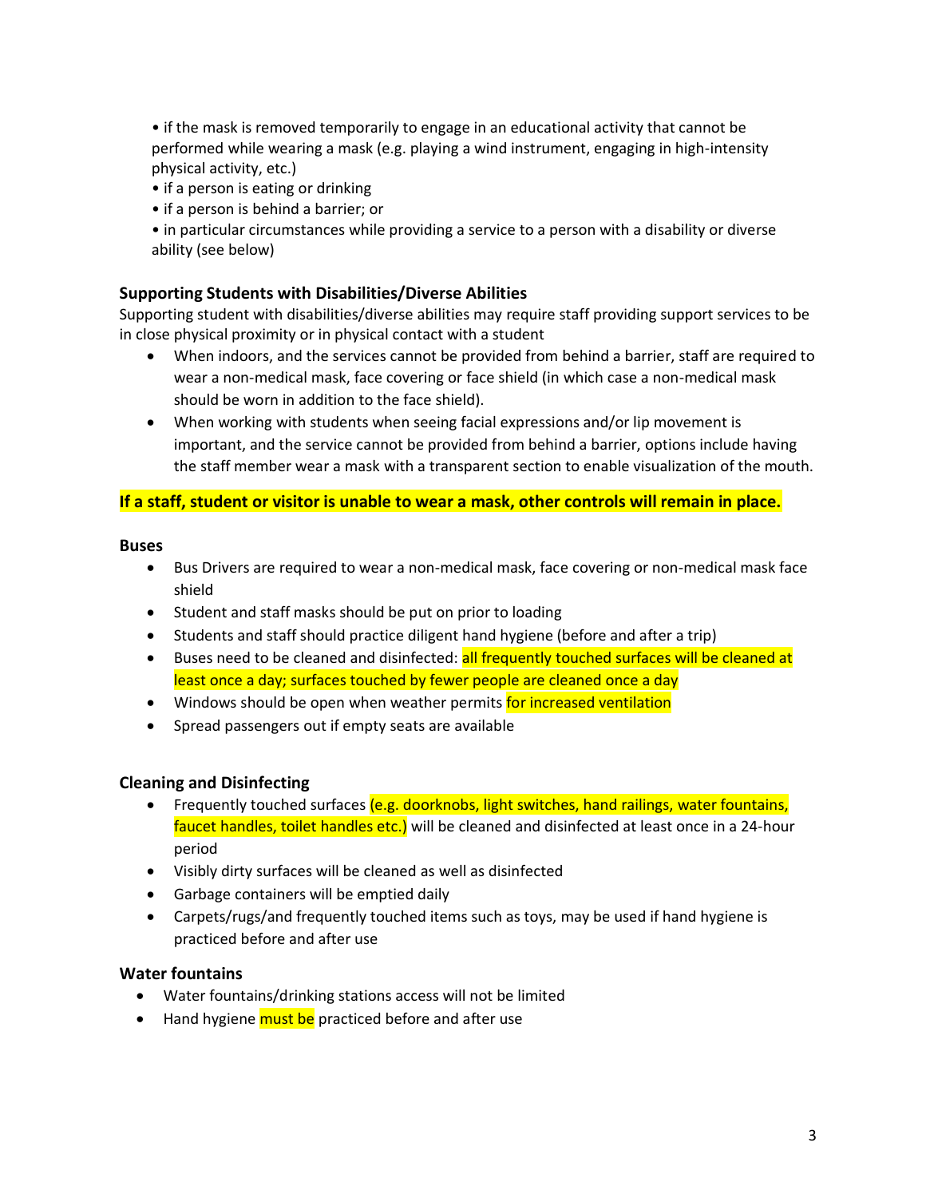• if the mask is removed temporarily to engage in an educational activity that cannot be performed while wearing a mask (e.g. playing a wind instrument, engaging in high-intensity physical activity, etc.)
• if a person is eating or drinking
• if a person is behind a barrier; or
• in particular circumstances while providing a service to a person with a disability or diverse ability (see below)

### Supporting Students with Disabilities/Diverse Abilities

Supporting student with disabilities/diverse abilities may require staff providing support services to be in close physical proximity or in physical contact with a student

- When indoors, and the services cannot be provided from behind a barrier, staff are required to wear a non-medical mask, face covering or face shield (in which case a non-medical mask should be worn in addition to the face shield).
- When working with students when seeing facial expressions and/or lip movement is important, and the service cannot be provided from behind a barrier, options include having the staff member wear a mask with a transparent section to enable visualization of the mouth.

**If a staff, student or visitor is unable to wear a mask, other controls will remain in place.**

### Buses

- Bus Drivers are required to wear a non-medical mask, face covering or non-medical mask face shield
- Student and staff masks should be put on prior to loading
- Students and staff should practice diligent hand hygiene (before and after a trip)
- Buses need to be cleaned and disinfected: all frequently touched surfaces will be cleaned at least once a day; surfaces touched by fewer people are cleaned once a day
- Windows should be open when weather permits for increased ventilation
- Spread passengers out if empty seats are available

### Cleaning and Disinfecting

- Frequently touched surfaces (e.g. doorknobs, light switches, hand railings, water fountains, faucet handles, toilet handles etc.) will be cleaned and disinfected at least once in a 24-hour period
- Visibly dirty surfaces will be cleaned as well as disinfected
- Garbage containers will be emptied daily
- Carpets/rugs/and frequently touched items such as toys, may be used if hand hygiene is practiced before and after use

### Water fountains

- Water fountains/drinking stations access will not be limited
- Hand hygiene must be practiced before and after use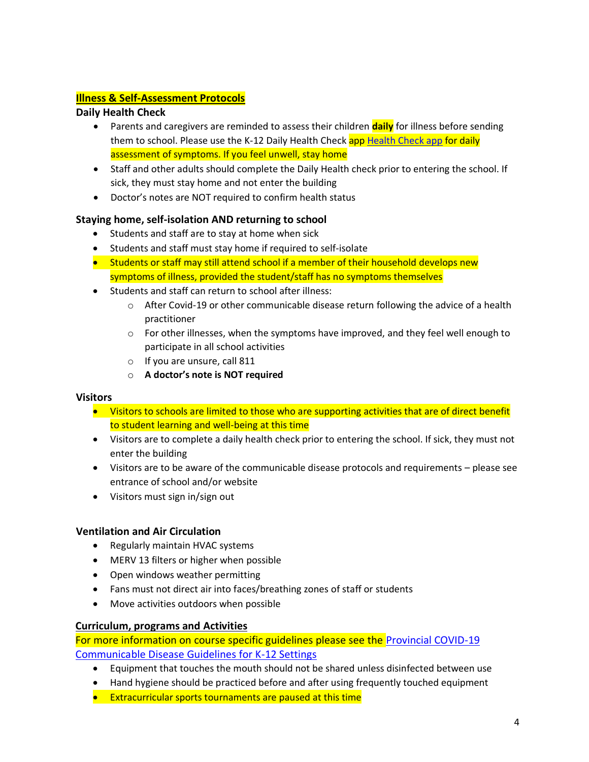## Illness & Self-Assessment Protocols

### Daily Health Check

- Parents and caregivers are reminded to assess their children **daily** for illness before sending them to school. Please use the K-12 Daily Health Check app [Health Check app](#) for daily assessment of symptoms. If you feel unwell, stay home
- Staff and other adults should complete the Daily Health check prior to entering the school. If sick, they must stay home and not enter the building
- Doctor's notes are NOT required to confirm health status

### Staying home, self-isolation AND returning to school

- Students and staff are to stay at home when sick
- Students and staff must stay home if required to self-isolate
- Students or staff may still attend school if a member of their household develops new symptoms of illness, provided the student/staff has no symptoms themselves
- Students and staff can return to school after illness:
  - After Covid-19 or other communicable disease return following the advice of a health practitioner
  - For other illnesses, when the symptoms have improved, and they feel well enough to participate in all school activities
  - If you are unsure, call 811
  - **A doctor's note is NOT required**

### Visitors

- Visitors to schools are limited to those who are supporting activities that are of direct benefit to student learning and well-being at this time
- Visitors are to complete a daily health check prior to entering the school. If sick, they must not enter the building
- Visitors are to be aware of the communicable disease protocols and requirements – please see entrance of school and/or website
- Visitors must sign in/sign out

### Ventilation and Air Circulation

- Regularly maintain HVAC systems
- MERV 13 filters or higher when possible
- Open windows weather permitting
- Fans must not direct air into faces/breathing zones of staff or students
- Move activities outdoors when possible

### Curriculum, programs and Activities

For more information on course specific guidelines please see the [Provincial COVID-19 Communicable Disease Guidelines for K-12 Settings](#)

- Equipment that touches the mouth should not be shared unless disinfected between use
- Hand hygiene should be practiced before and after using frequently touched equipment
- Extracurricular sports tournaments are paused at this time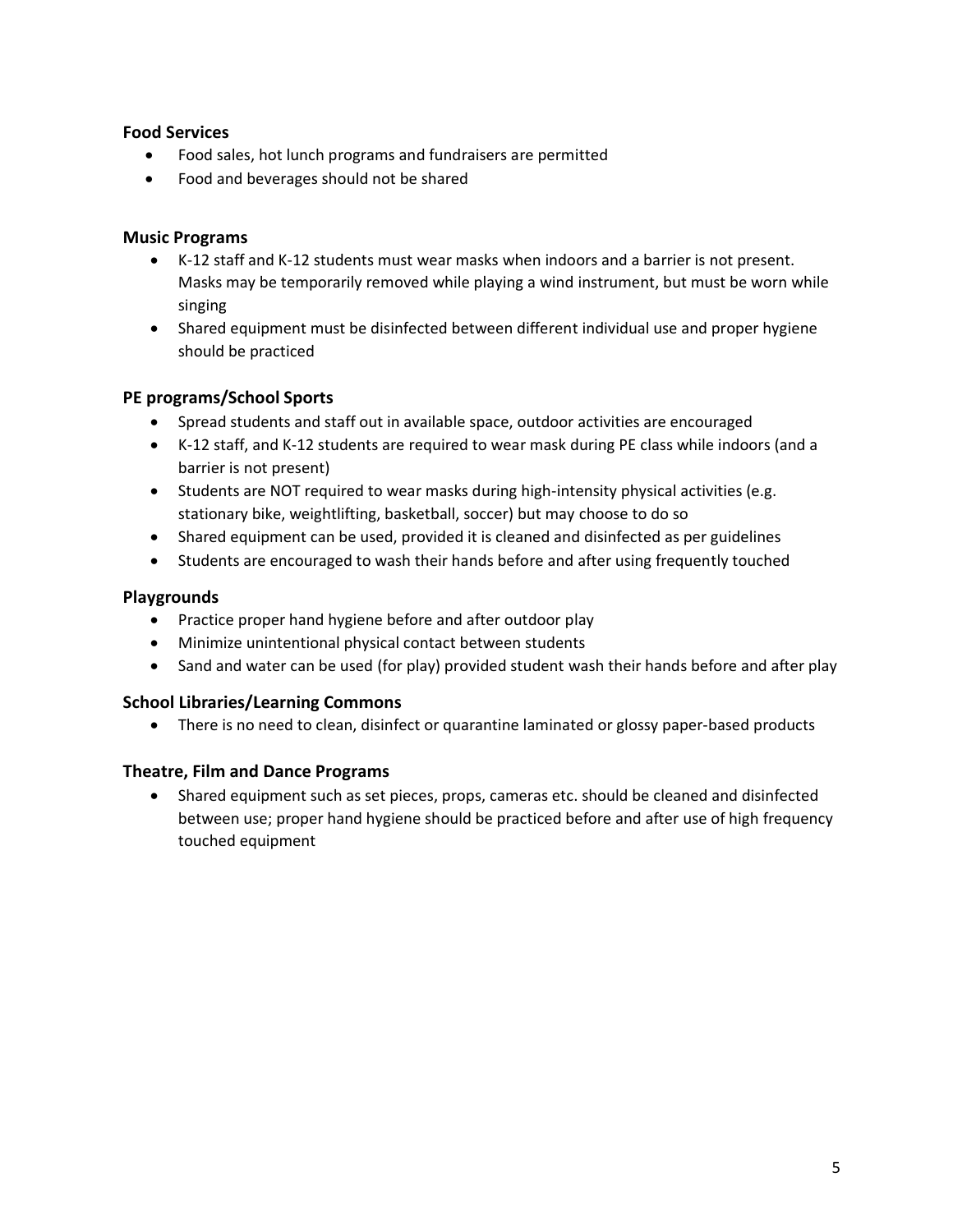### Food Services

- Food sales, hot lunch programs and fundraisers are permitted
- Food and beverages should not be shared

### Music Programs

- K-12 staff and K-12 students must wear masks when indoors and a barrier is not present. Masks may be temporarily removed while playing a wind instrument, but must be worn while singing
- Shared equipment must be disinfected between different individual use and proper hygiene should be practiced

### PE programs/School Sports

- Spread students and staff out in available space, outdoor activities are encouraged
- K-12 staff, and K-12 students are required to wear mask during PE class while indoors (and a barrier is not present)
- Students are NOT required to wear masks during high-intensity physical activities (e.g. stationary bike, weightlifting, basketball, soccer) but may choose to do so
- Shared equipment can be used, provided it is cleaned and disinfected as per guidelines
- Students are encouraged to wash their hands before and after using frequently touched

### Playgrounds

- Practice proper hand hygiene before and after outdoor play
- Minimize unintentional physical contact between students
- Sand and water can be used (for play) provided student wash their hands before and after play

### School Libraries/Learning Commons

- There is no need to clean, disinfect or quarantine laminated or glossy paper-based products

### Theatre, Film and Dance Programs

- Shared equipment such as set pieces, props, cameras etc. should be cleaned and disinfected between use; proper hand hygiene should be practiced before and after use of high frequency touched equipment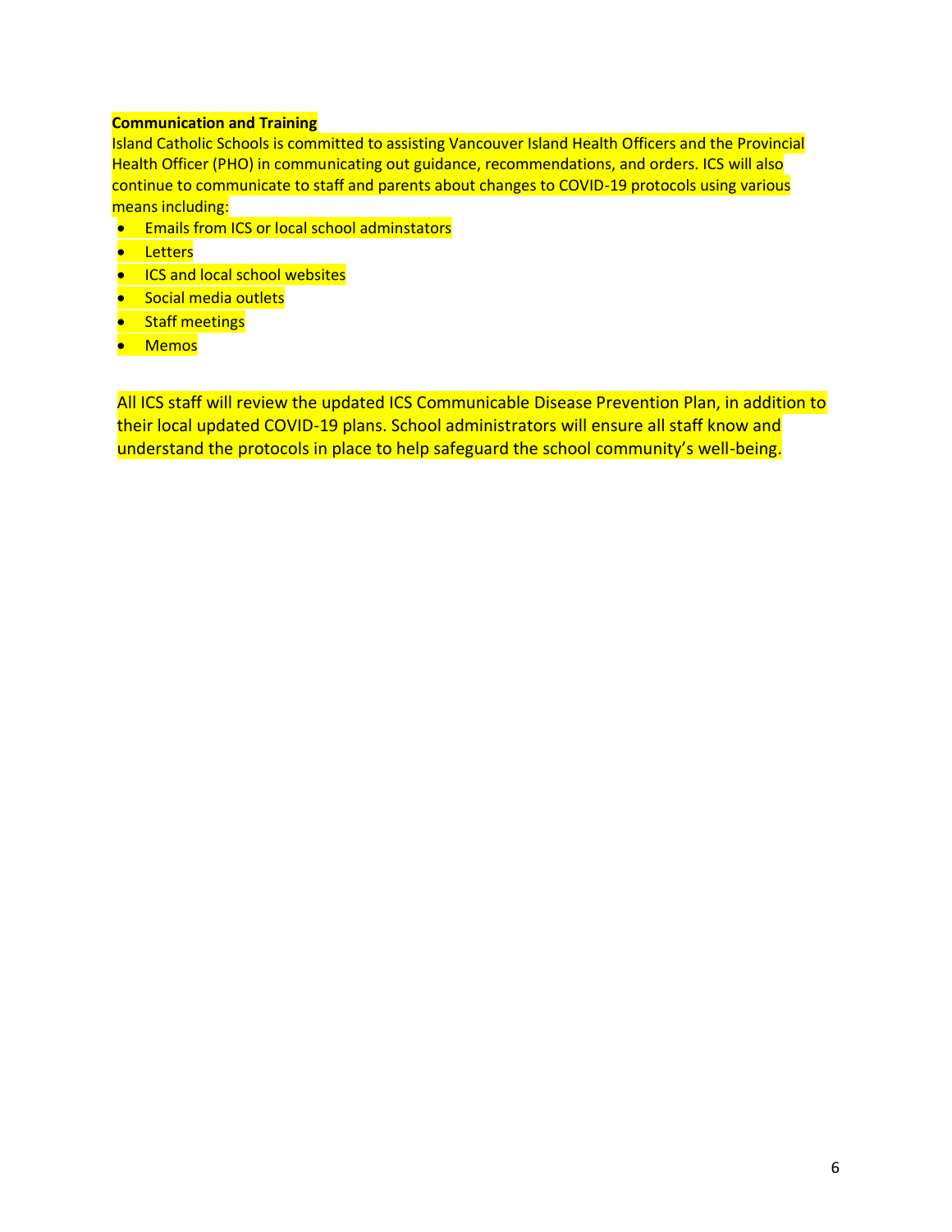**Communication and Training**

Island Catholic Schools is committed to assisting Vancouver Island Health Officers and the Provincial Health Officer (PHO) in communicating out guidance, recommendations, and orders. ICS will also continue to communicate to staff and parents about changes to COVID-19 protocols using various means including:

- Emails from ICS or local school adminstators
- Letters
- ICS and local school websites
- Social media outlets
- Staff meetings
- Memos

All ICS staff will review the updated ICS Communicable Disease Prevention Plan, in addition to their local updated COVID-19 plans. School administrators will ensure all staff know and understand the protocols in place to help safeguard the school community's well-being.